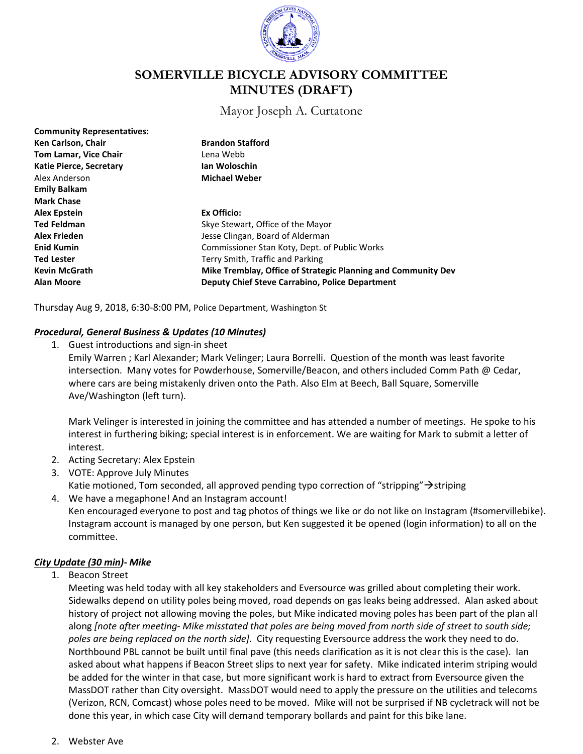# SOMERVILLE BICYCLE ADVISORY COMMITTEE MINUTES (DRAFT)

Mayor Joseph A. Curtatone

**Community Representatives:**
**Ken Carlson, Chair**
**Tom Lamar, Vice Chair**
**Katie Pierce, Secretary**
Alex Anderson
**Emily Balkam**
**Mark Chase**
**Alex Epstein**
**Ted Feldman**
**Alex Frieden**
**Enid Kumin**
**Ted Lester**
**Kevin McGrath**
**Alan Moore**
**Brandon Stafford**
Lena Webb
**Ian Woloschin**
**Michael Weber**

**Ex Officio:**
Skye Stewart, Office of the Mayor
Jesse Clingan, Board of Alderman
Commissioner Stan Koty, Dept. of Public Works
Terry Smith, Traffic and Parking
**Mike Tremblay, Office of Strategic Planning and Community Dev**
**Deputy Chief Steve Carrabino, Police Department**

Thursday Aug 9, 2018, 6:30-8:00 PM, Police Department, Washington St

## ***Procedural, General Business & Updates (10 Minutes)***

1. Guest introductions and sign-in sheet
   Emily Warren ; Karl Alexander; Mark Velinger; Laura Borrelli. Question of the month was least favorite intersection. Many votes for Powderhouse, Somerville/Beacon, and others included Comm Path @ Cedar, where cars are being mistakenly driven onto the Path. Also Elm at Beech, Ball Square, Somerville Ave/Washington (left turn).

   Mark Velinger is interested in joining the committee and has attended a number of meetings. He spoke to his interest in furthering biking; special interest is in enforcement. We are waiting for Mark to submit a letter of interest.
2. Acting Secretary: Alex Epstein
3. VOTE: Approve July Minutes
   Katie motioned, Tom seconded, all approved pending typo correction of "stripping"→striping
4. We have a megaphone! And an Instagram account!
   Ken encouraged everyone to post and tag photos of things we like or do not like on Instagram (#somervillebike). Instagram account is managed by one person, but Ken suggested it be opened (login information) to all on the committee.

## ***City Update (30 min)- Mike***

1. Beacon Street
   Meeting was held today with all key stakeholders and Eversource was grilled about completing their work. Sidewalks depend on utility poles being moved, road depends on gas leaks being addressed. Alan asked about history of project not allowing moving the poles, but Mike indicated moving poles has been part of the plan all along *[note after meeting- Mike misstated that poles are being moved from north side of street to south side; poles are being replaced on the north side].* City requesting Eversource address the work they need to do. Northbound PBL cannot be built until final pave (this needs clarification as it is not clear this is the case). Ian asked about what happens if Beacon Street slips to next year for safety. Mike indicated interim striping would be added for the winter in that case, but more significant work is hard to extract from Eversource given the MassDOT rather than City oversight. MassDOT would need to apply the pressure on the utilities and telecoms (Verizon, RCN, Comcast) whose poles need to be moved. Mike will not be surprised if NB cycletrack will not be done this year, in which case City will demand temporary bollards and paint for this bike lane.

2. Webster Ave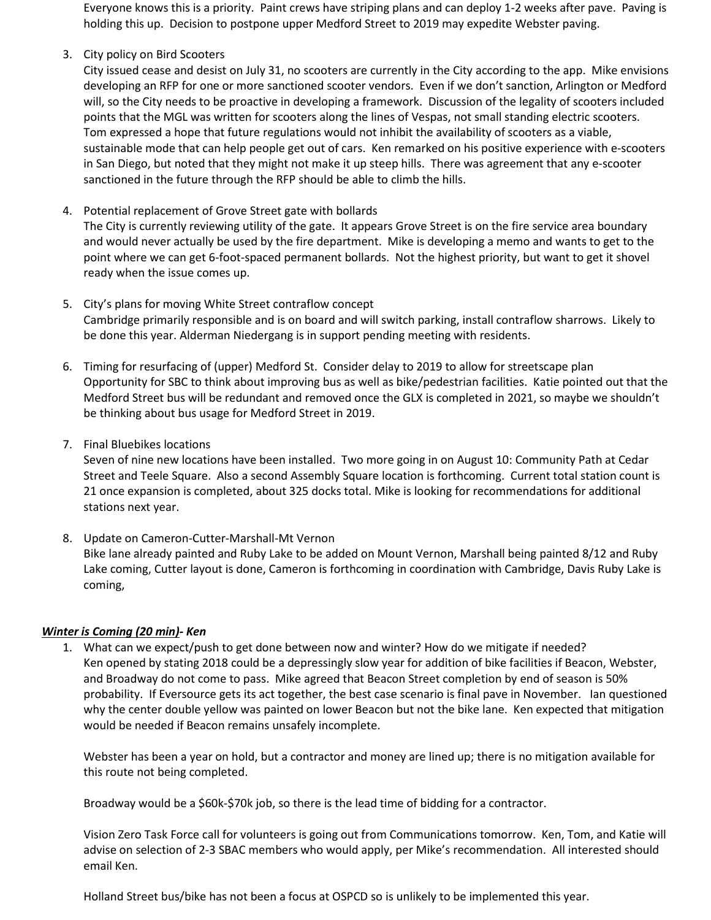Everyone knows this is a priority. Paint crews have striping plans and can deploy 1-2 weeks after pave. Paving is holding this up. Decision to postpone upper Medford Street to 2019 may expedite Webster paving.

3. City policy on Bird Scooters
   City issued cease and desist on July 31, no scooters are currently in the City according to the app. Mike envisions developing an RFP for one or more sanctioned scooter vendors. Even if we don't sanction, Arlington or Medford will, so the City needs to be proactive in developing a framework. Discussion of the legality of scooters included points that the MGL was written for scooters along the lines of Vespas, not small standing electric scooters. Tom expressed a hope that future regulations would not inhibit the availability of scooters as a viable, sustainable mode that can help people get out of cars. Ken remarked on his positive experience with e-scooters in San Diego, but noted that they might not make it up steep hills. There was agreement that any e-scooter sanctioned in the future through the RFP should be able to climb the hills.

4. Potential replacement of Grove Street gate with bollards
   The City is currently reviewing utility of the gate. It appears Grove Street is on the fire service area boundary and would never actually be used by the fire department. Mike is developing a memo and wants to get to the point where we can get 6-foot-spaced permanent bollards. Not the highest priority, but want to get it shovel ready when the issue comes up.

5. City's plans for moving White Street contraflow concept
   Cambridge primarily responsible and is on board and will switch parking, install contraflow sharrows. Likely to be done this year. Alderman Niedergang is in support pending meeting with residents.

6. Timing for resurfacing of (upper) Medford St. Consider delay to 2019 to allow for streetscape plan
   Opportunity for SBC to think about improving bus as well as bike/pedestrian facilities. Katie pointed out that the Medford Street bus will be redundant and removed once the GLX is completed in 2021, so maybe we shouldn't be thinking about bus usage for Medford Street in 2019.

7. Final Bluebikes locations
   Seven of nine new locations have been installed. Two more going in on August 10: Community Path at Cedar Street and Teele Square. Also a second Assembly Square location is forthcoming. Current total station count is 21 once expansion is completed, about 325 docks total. Mike is looking for recommendations for additional stations next year.

8. Update on Cameron-Cutter-Marshall-Mt Vernon
   Bike lane already painted and Ruby Lake to be added on Mount Vernon, Marshall being painted 8/12 and Ruby Lake coming, Cutter layout is done, Cameron is forthcoming in coordination with Cambridge, Davis Ruby Lake is coming,

***Winter is Coming (20 min)- Ken***

1. What can we expect/push to get done between now and winter? How do we mitigate if needed?
   Ken opened by stating 2018 could be a depressingly slow year for addition of bike facilities if Beacon, Webster, and Broadway do not come to pass. Mike agreed that Beacon Street completion by end of season is 50% probability. If Eversource gets its act together, the best case scenario is final pave in November. Ian questioned why the center double yellow was painted on lower Beacon but not the bike lane. Ken expected that mitigation would be needed if Beacon remains unsafely incomplete.

   Webster has been a year on hold, but a contractor and money are lined up; there is no mitigation available for this route not being completed.

   Broadway would be a $60k-$70k job, so there is the lead time of bidding for a contractor.

   Vision Zero Task Force call for volunteers is going out from Communications tomorrow. Ken, Tom, and Katie will advise on selection of 2-3 SBAC members who would apply, per Mike's recommendation. All interested should email Ken.

   Holland Street bus/bike has not been a focus at OSPCD so is unlikely to be implemented this year.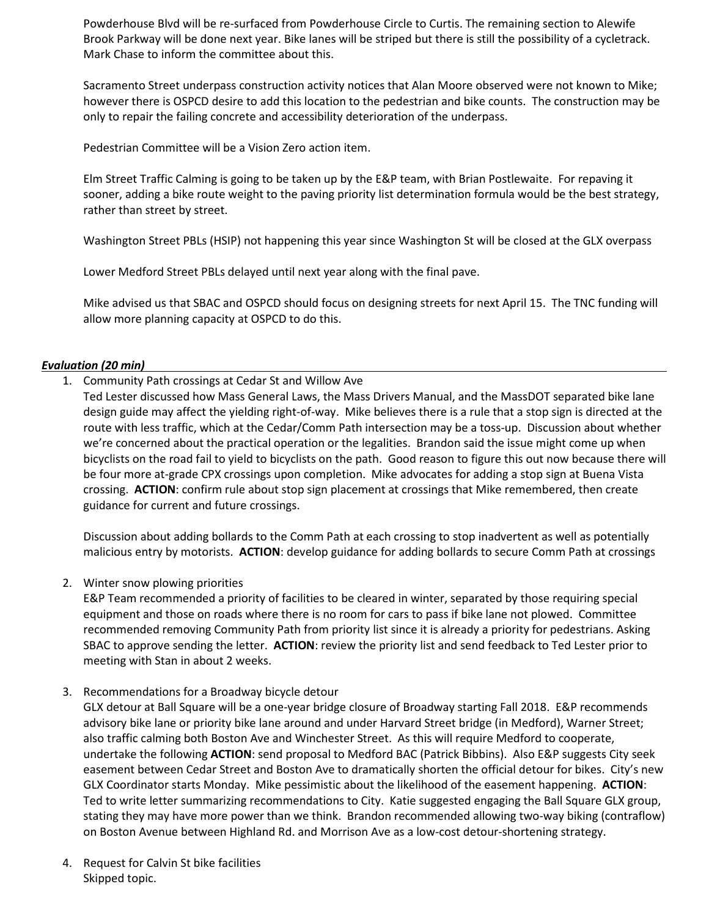Powderhouse Blvd will be re-surfaced from Powderhouse Circle to Curtis. The remaining section to Alewife Brook Parkway will be done next year. Bike lanes will be striped but there is still the possibility of a cycletrack. Mark Chase to inform the committee about this.

Sacramento Street underpass construction activity notices that Alan Moore observed were not known to Mike; however there is OSPCD desire to add this location to the pedestrian and bike counts. The construction may be only to repair the failing concrete and accessibility deterioration of the underpass.

Pedestrian Committee will be a Vision Zero action item.

Elm Street Traffic Calming is going to be taken up by the E&P team, with Brian Postlewaite. For repaving it sooner, adding a bike route weight to the paving priority list determination formula would be the best strategy, rather than street by street.

Washington Street PBLs (HSIP) not happening this year since Washington St will be closed at the GLX overpass

Lower Medford Street PBLs delayed until next year along with the final pave.

Mike advised us that SBAC and OSPCD should focus on designing streets for next April 15. The TNC funding will allow more planning capacity at OSPCD to do this.

***Evaluation (20 min)***

1. Community Path crossings at Cedar St and Willow Ave
   Ted Lester discussed how Mass General Laws, the Mass Drivers Manual, and the MassDOT separated bike lane design guide may affect the yielding right-of-way. Mike believes there is a rule that a stop sign is directed at the route with less traffic, which at the Cedar/Comm Path intersection may be a toss-up. Discussion about whether we're concerned about the practical operation or the legalities. Brandon said the issue might come up when bicyclists on the road fail to yield to bicyclists on the path. Good reason to figure this out now because there will be four more at-grade CPX crossings upon completion. Mike advocates for adding a stop sign at Buena Vista crossing. **ACTION**: confirm rule about stop sign placement at crossings that Mike remembered, then create guidance for current and future crossings.

   Discussion about adding bollards to the Comm Path at each crossing to stop inadvertent as well as potentially malicious entry by motorists. **ACTION**: develop guidance for adding bollards to secure Comm Path at crossings

2. Winter snow plowing priorities
   E&P Team recommended a priority of facilities to be cleared in winter, separated by those requiring special equipment and those on roads where there is no room for cars to pass if bike lane not plowed. Committee recommended removing Community Path from priority list since it is already a priority for pedestrians. Asking SBAC to approve sending the letter. **ACTION**: review the priority list and send feedback to Ted Lester prior to meeting with Stan in about 2 weeks.

3. Recommendations for a Broadway bicycle detour
   GLX detour at Ball Square will be a one-year bridge closure of Broadway starting Fall 2018. E&P recommends advisory bike lane or priority bike lane around and under Harvard Street bridge (in Medford), Warner Street; also traffic calming both Boston Ave and Winchester Street. As this will require Medford to cooperate, undertake the following **ACTION**: send proposal to Medford BAC (Patrick Bibbins). Also E&P suggests City seek easement between Cedar Street and Boston Ave to dramatically shorten the official detour for bikes. City's new GLX Coordinator starts Monday. Mike pessimistic about the likelihood of the easement happening. **ACTION**: Ted to write letter summarizing recommendations to City. Katie suggested engaging the Ball Square GLX group, stating they may have more power than we think. Brandon recommended allowing two-way biking (contraflow) on Boston Avenue between Highland Rd. and Morrison Ave as a low-cost detour-shortening strategy.

4. Request for Calvin St bike facilities
   Skipped topic.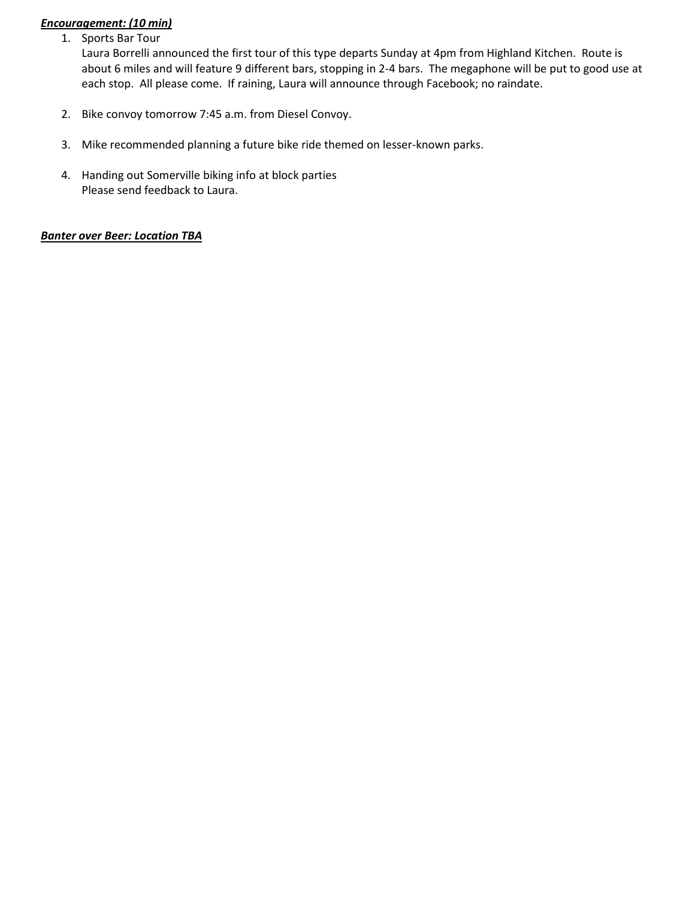***Encouragement: (10 min)***

1. Sports Bar Tour
   Laura Borrelli announced the first tour of this type departs Sunday at 4pm from Highland Kitchen. Route is about 6 miles and will feature 9 different bars, stopping in 2-4 bars. The megaphone will be put to good use at each stop. All please come. If raining, Laura will announce through Facebook; no raindate.

2. Bike convoy tomorrow 7:45 a.m. from Diesel Convoy.

3. Mike recommended planning a future bike ride themed on lesser-known parks.

4. Handing out Somerville biking info at block parties
   Please send feedback to Laura.

***Banter over Beer: Location TBA***